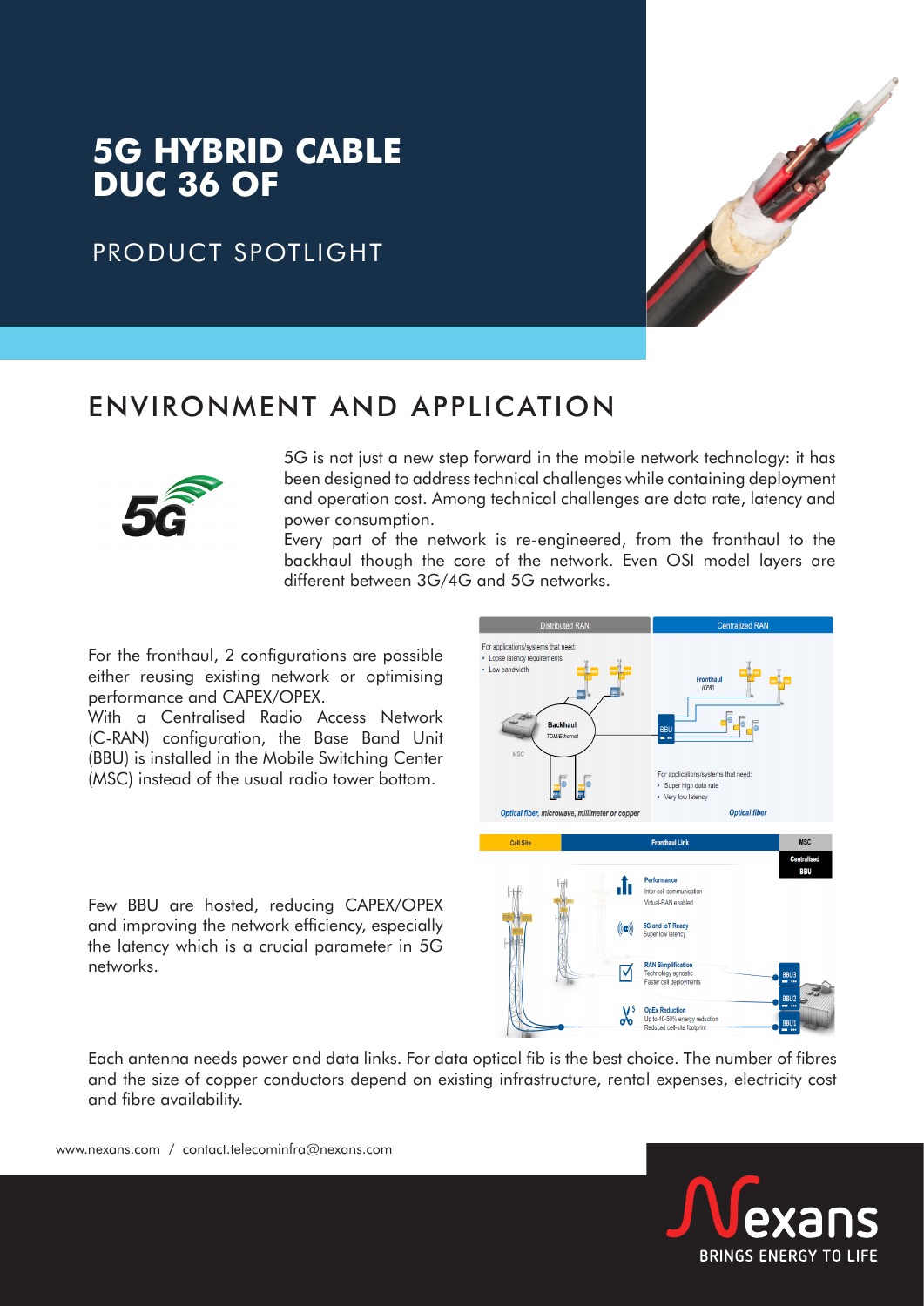# 5G HYBRID CABLE DUC 36 OF

PRODUCT SPOTLIGHT

## ENVIRONMENT AND APPLICATION

5G is not just a new step forward in the mobile network technology: it has been designed to address technical challenges while containing deployment and operation cost. Among technical challenges are data rate, latency and power consumption.

Every part of the network is re-engineered, from the fronthaul to the backhaul though the core of the network. Even OSI model layers are different between 3G/4G and 5G networks.

For the fronthaul, 2 configurations are possible either reusing existing network or optimising performance and CAPEX/OPEX.

With a Centralised Radio Access Network (C-RAN) configuration, the Base Band Unit (BBU) is installed in the Mobile Switching Center (MSC) instead of the usual radio tower bottom.

Few BBU are hosted, reducing CAPEX/OPEX and improving the network efficiency, especially the latency which is a crucial parameter in 5G networks.

Each antenna needs power and data links. For data optical fib is the best choice. The number of fibres and the size of copper conductors depend on existing infrastructure, rental expenses, electricity cost and fibre availability.

www.nexans.com / contact.telecominfra@nexans.com

Nexans
BRINGS ENERGY TO LIFE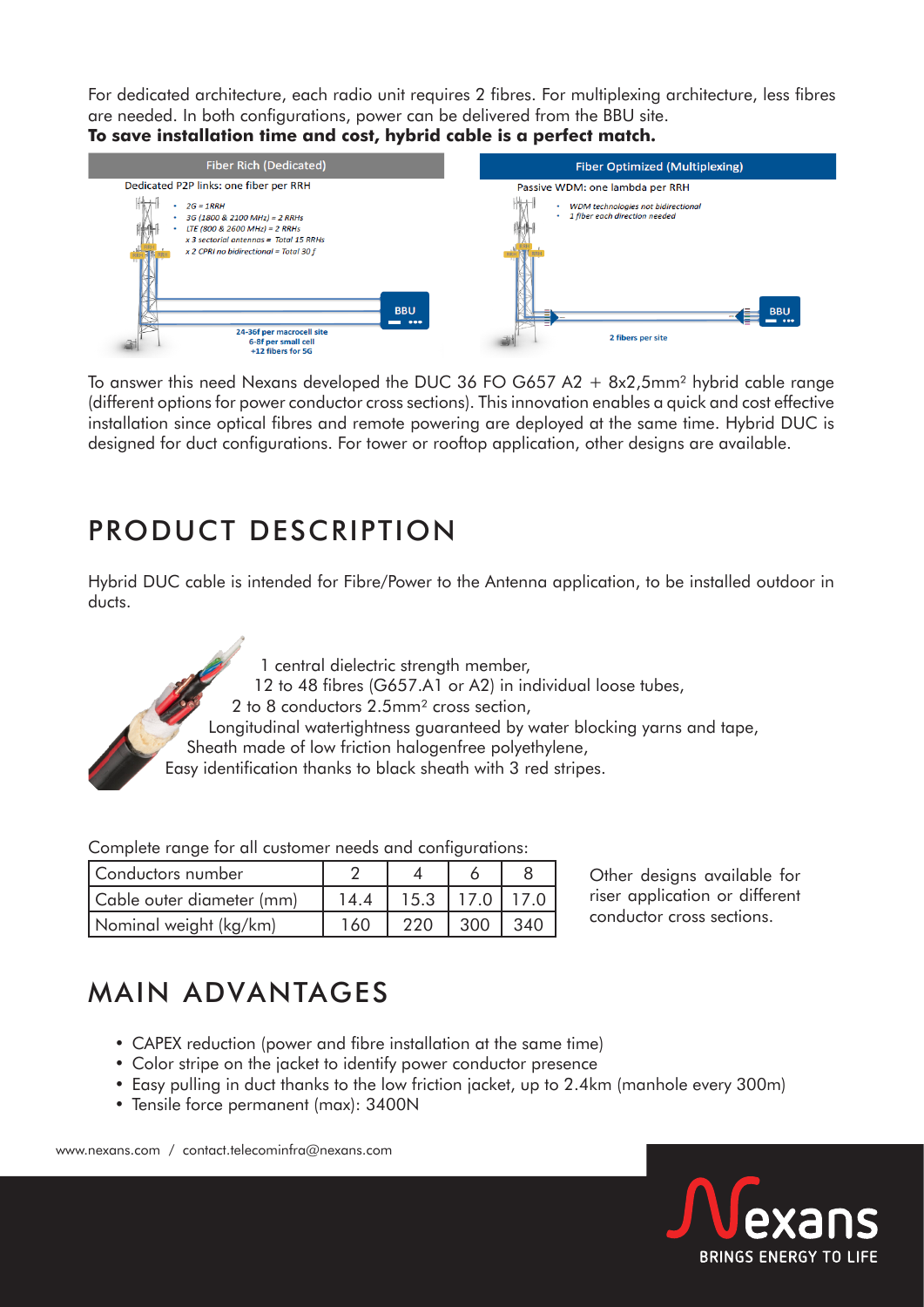For dedicated architecture, each radio unit requires 2 fibres. For multiplexing architecture, less fibres are needed. In both configurations, power can be delivered from the BBU site.

**To save installation time and cost, hybrid cable is a perfect match.**

Fiber Rich (Dedicated)

Dedicated P2P links: one fiber per RRH

- 2G = 1RRH
- 3G (1800 & 2100 MHz) = 2 RRHs
- LTE (800 & 2600 MHz) = 2 RRHs

x 3 sectorial antennas = Total 15 RRHs

x 2 CPRI no bidirectional = Total 30 f

BBU

24-36f per macrocell site

6-8f per small cell

+12 fibers for 5G

Fiber Optimized (Multiplexing)

Passive WDM: one lambda per RRH

- WDM technologies not bidirectional
- 1 fiber each direction needed

BBU

2 fibers per site

To answer this need Nexans developed the DUC 36 FO G657 A2 + 8x2,5mm² hybrid cable range (different options for power conductor cross sections). This innovation enables a quick and cost effective installation since optical fibres and remote powering are deployed at the same time. Hybrid DUC is designed for duct configurations. For tower or rooftop application, other designs are available.

# PRODUCT DESCRIPTION

Hybrid DUC cable is intended for Fibre/Power to the Antenna application, to be installed outdoor in ducts.

1 central dielectric strength member,
12 to 48 fibres (G657.A1 or A2) in individual loose tubes,
2 to 8 conductors 2.5mm² cross section,
Longitudinal watertightness guaranteed by water blocking yarns and tape,
Sheath made of low friction halogenfree polyethylene,
Easy identification thanks to black sheath with 3 red stripes.

Complete range for all customer needs and configurations:

| | | | | |
|---|---|---|---|---|
| Conductors number | 2 | 4 | 6 | 8 |
| Cable outer diameter (mm) | 14.4 | 15.3 | 17.0 | 17.0 |
| Nominal weight (kg/km) | 160 | 220 | 300 | 340 |

Other designs available for riser application or different conductor cross sections.

# MAIN ADVANTAGES

- CAPEX reduction (power and fibre installation at the same time)
- Color stripe on the jacket to identify power conductor presence
- Easy pulling in duct thanks to the low friction jacket, up to 2.4km (manhole every 300m)
- Tensile force permanent (max): 3400N

www.nexans.com / contact.telecominfra@nexans.com

Nexans
BRINGS ENERGY TO LIFE